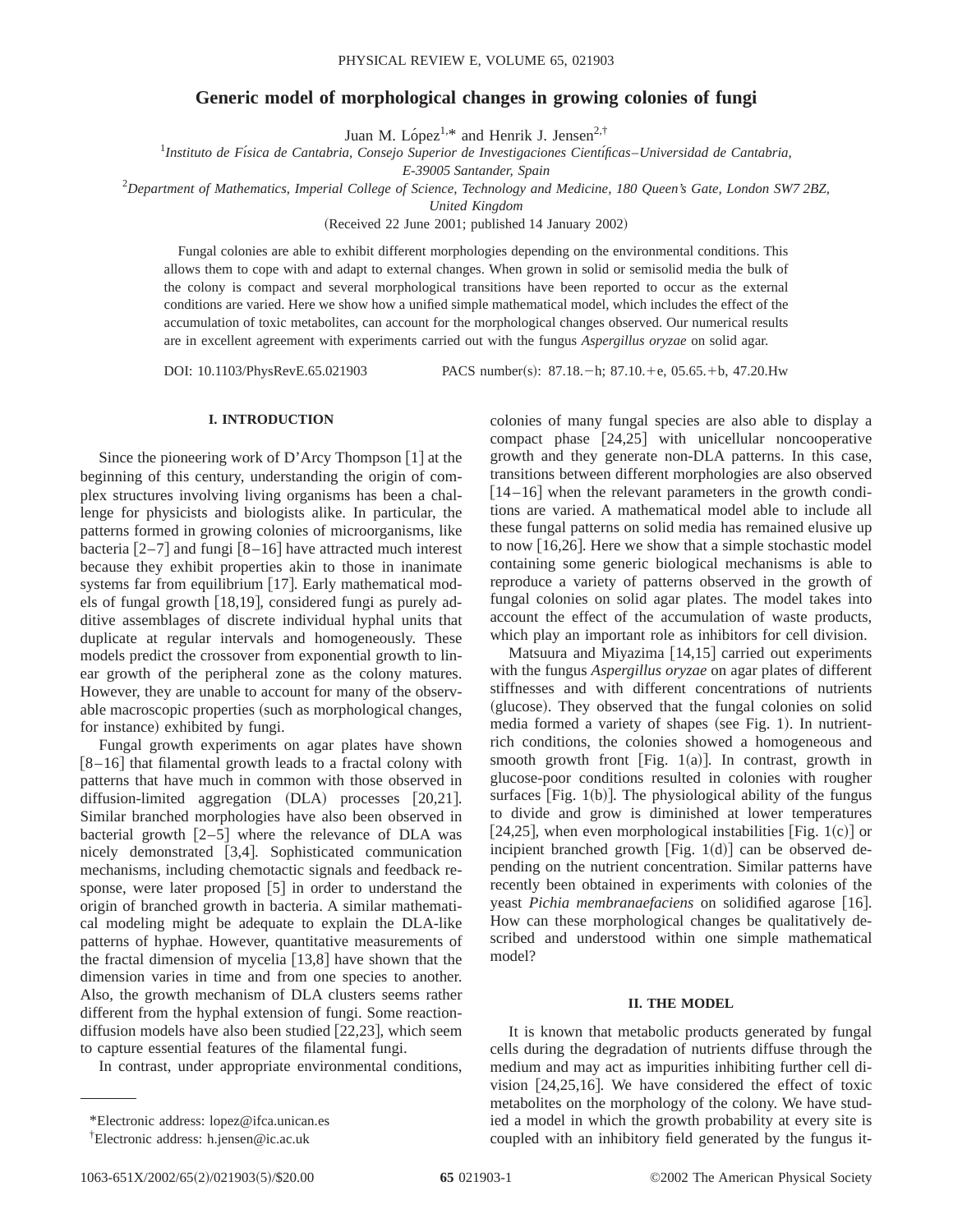# Generic model of morphological changes in growing colonies of fungi

Juan M. López[1,*] and Henrik J. Jensen[2,†]

[1]*Instituto de Física de Cantabria, Consejo Superior de Investigaciones Científicas–Universidad de Cantabria, E-39005 Santander, Spain*

[2]*Department of Mathematics, Imperial College of Science, Technology and Medicine, 180 Queen's Gate, London SW7 2BZ, United Kingdom*

(Received 22 June 2001; published 14 January 2002)

Fungal colonies are able to exhibit different morphologies depending on the environmental conditions. This allows them to cope with and adapt to external changes. When grown in solid or semisolid media the bulk of the colony is compact and several morphological transitions have been reported to occur as the external conditions are varied. Here we show how a unified simple mathematical model, which includes the effect of the accumulation of toxic metabolites, can account for the morphological changes observed. Our numerical results are in excellent agreement with experiments carried out with the fungus *Aspergillus oryzae* on solid agar.

DOI: 10.1103/PhysRevE.65.021903 PACS number(s): 87.18.−h; 87.10.+e, 05.65.+b, 47.20.Hw

## I. INTRODUCTION

Since the pioneering work of D'Arcy Thompson [1] at the beginning of this century, understanding the origin of complex structures involving living organisms has been a challenge for physicists and biologists alike. In particular, the patterns formed in growing colonies of microorganisms, like bacteria [2–7] and fungi [8–16] have attracted much interest because they exhibit properties akin to those in inanimate systems far from equilibrium [17]. Early mathematical models of fungal growth [18,19], considered fungi as purely additive assemblages of discrete individual hyphal units that duplicate at regular intervals and homogeneously. These models predict the crossover from exponential growth to linear growth of the peripheral zone as the colony matures. However, they are unable to account for many of the observable macroscopic properties (such as morphological changes, for instance) exhibited by fungi.

Fungal growth experiments on agar plates have shown [8–16] that filamental growth leads to a fractal colony with patterns that have much in common with those observed in diffusion-limited aggregation (DLA) processes [20,21]. Similar branched morphologies have also been observed in bacterial growth [2–5] where the relevance of DLA was nicely demonstrated [3,4]. Sophisticated communication mechanisms, including chemotactic signals and feedback response, were later proposed [5] in order to understand the origin of branched growth in bacteria. A similar mathematical modeling might be adequate to explain the DLA-like patterns of hyphae. However, quantitative measurements of the fractal dimension of mycelia [13,8] have shown that the dimension varies in time and from one species to another. Also, the growth mechanism of DLA clusters seems rather different from the hyphal extension of fungi. Some reaction-diffusion models have also been studied [22,23], which seem to capture essential features of the filamental fungi.

In contrast, under appropriate environmental conditions, colonies of many fungal species are also able to display a compact phase [24,25] with unicellular noncooperative growth and they generate non-DLA patterns. In this case, transitions between different morphologies are also observed [14–16] when the relevant parameters in the growth conditions are varied. A mathematical model able to include all these fungal patterns on solid media has remained elusive up to now [16,26]. Here we show that a simple stochastic model containing some generic biological mechanisms is able to reproduce a variety of patterns observed in the growth of fungal colonies on solid agar plates. The model takes into account the effect of the accumulation of waste products, which play an important role as inhibitors for cell division.

Matsuura and Miyazima [14,15] carried out experiments with the fungus *Aspergillus oryzae* on agar plates of different stiffnesses and with different concentrations of nutrients (glucose). They observed that the fungal colonies on solid media formed a variety of shapes (see Fig. 1). In nutrient-rich conditions, the colonies showed a homogeneous and smooth growth front [Fig. 1(a)]. In contrast, growth in glucose-poor conditions resulted in colonies with rougher surfaces [Fig. 1(b)]. The physiological ability of the fungus to divide and grow is diminished at lower temperatures [24,25], when even morphological instabilities [Fig. 1(c)] or incipient branched growth [Fig. 1(d)] can be observed depending on the nutrient concentration. Similar patterns have recently been obtained in experiments with colonies of the yeast *Pichia membranaefaciens* on solidified agarose [16]. How can these morphological changes be qualitatively described and understood within one simple mathematical model?

## II. THE MODEL

It is known that metabolic products generated by fungal cells during the degradation of nutrients diffuse through the medium and may act as impurities inhibiting further cell division [24,25,16]. We have considered the effect of toxic metabolites on the morphology of the colony. We have studied a model in which the growth probability at every site is coupled with an inhibitory field generated by the fungus it-

*Electronic address: lopez@ifca.unican.es

†Electronic address: h.jensen@ic.ac.uk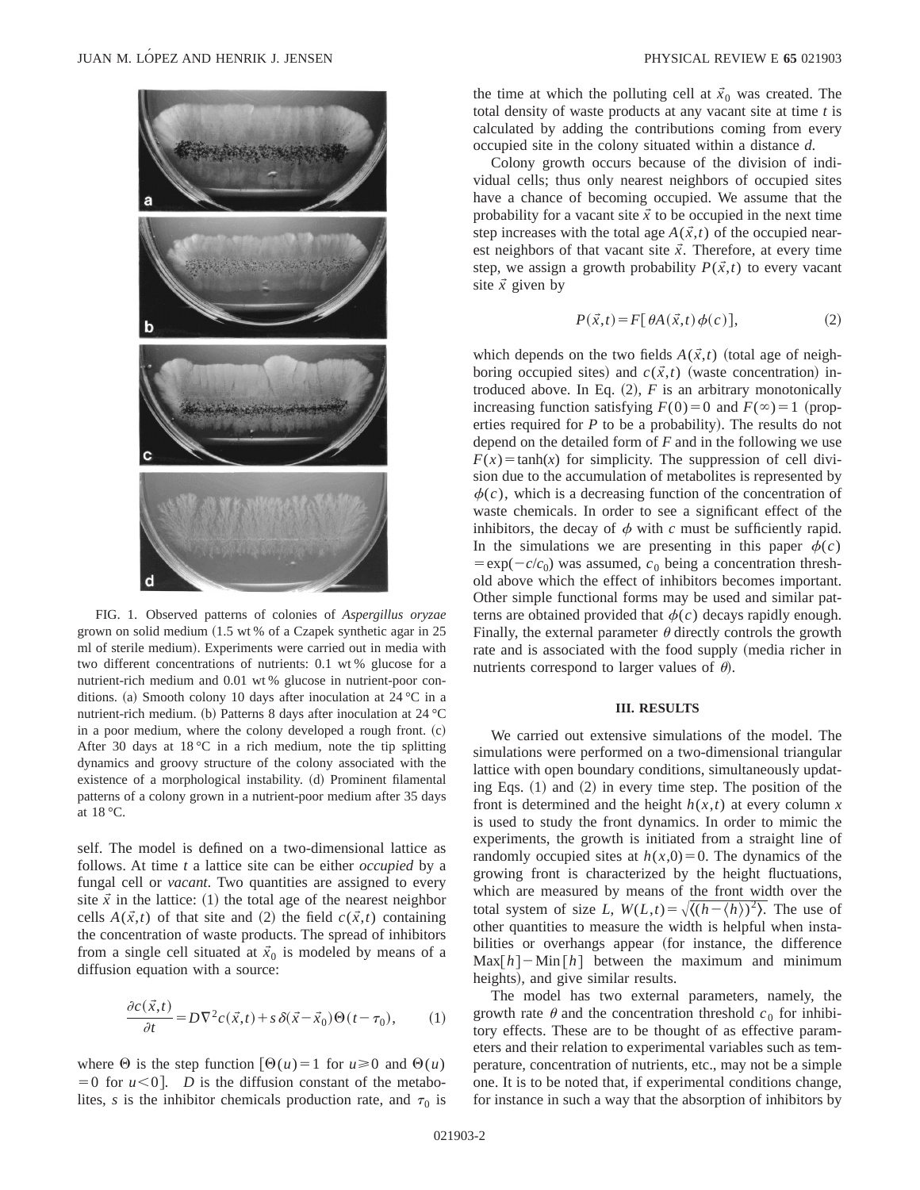FIG. 1. Observed patterns of colonies of *Aspergillus oryzae* grown on solid medium (1.5 wt % of a Czapek synthetic agar in 25 ml of sterile medium). Experiments were carried out in media with two different concentrations of nutrients: 0.1 wt % glucose for a nutrient-rich medium and 0.01 wt % glucose in nutrient-poor conditions. (a) Smooth colony 10 days after inoculation at 24 °C in a nutrient-rich medium. (b) Patterns 8 days after inoculation at 24 °C in a poor medium, where the colony developed a rough front. (c) After 30 days at 18 °C in a rich medium, note the tip splitting dynamics and groovy structure of the colony associated with the existence of a morphological instability. (d) Prominent filamental patterns of a colony grown in a nutrient-poor medium after 35 days at 18 °C.

self. The model is defined on a two-dimensional lattice as follows. At time $t$ a lattice site can be either *occupied* by a fungal cell or *vacant*. Two quantities are assigned to every site $\vec{x}$ in the lattice: (1) the total age of the nearest neighbor cells $A(\vec{x},t)$ of that site and (2) the field $c(\vec{x},t)$ containing the concentration of waste products. The spread of inhibitors from a single cell situated at $\vec{x}_0$ is modeled by means of a diffusion equation with a source:

$$\frac{\partial c(\vec{x},t)}{\partial t} = D\nabla^2 c(\vec{x},t) + s\,\delta(\vec{x}-\vec{x}_0)\Theta(t-\tau_0), \tag{1}$$

where $\Theta$ is the step function [$\Theta(u)=1$ for $u\geq 0$ and $\Theta(u)=0$ for $u<0$]. $D$ is the diffusion constant of the metabolites, $s$ is the inhibitor chemicals production rate, and $\tau_0$ is the time at which the polluting cell at $\vec{x}_0$ was created. The total density of waste products at any vacant site at time $t$ is calculated by adding the contributions coming from every occupied site in the colony situated within a distance $d$.

Colony growth occurs because of the division of individual cells; thus only nearest neighbors of occupied sites have a chance of becoming occupied. We assume that the probability for a vacant site $\vec{x}$ to be occupied in the next time step increases with the total age $A(\vec{x},t)$ of the occupied nearest neighbors of that vacant site $\vec{x}$. Therefore, at every time step, we assign a growth probability $P(\vec{x},t)$ to every vacant site $\vec{x}$ given by

$$P(\vec{x},t) = F[\theta A(\vec{x},t)\phi(c)], \tag{2}$$

which depends on the two fields $A(\vec{x},t)$ (total age of neighboring occupied sites) and $c(\vec{x},t)$ (waste concentration) introduced above. In Eq. (2), $F$ is an arbitrary monotonically increasing function satisfying $F(0)=0$ and $F(\infty)=1$ (properties required for $P$ to be a probability). The results do not depend on the detailed form of $F$ and in the following we use $F(x)=\tanh(x)$ for simplicity. The suppression of cell division due to the accumulation of metabolites is represented by $\phi(c)$, which is a decreasing function of the concentration of waste chemicals. In order to see a significant effect of the inhibitors, the decay of $\phi$ with $c$ must be sufficiently rapid. In the simulations we are presenting in this paper $\phi(c) = \exp(-c/c_0)$ was assumed, $c_0$ being a concentration threshold above which the effect of inhibitors becomes important. Other simple functional forms may be used and similar patterns are obtained provided that $\phi(c)$ decays rapidly enough. Finally, the external parameter $\theta$ directly controls the growth rate and is associated with the food supply (media richer in nutrients correspond to larger values of $\theta$).

### III. RESULTS

We carried out extensive simulations of the model. The simulations were performed on a two-dimensional triangular lattice with open boundary conditions, simultaneously updating Eqs. (1) and (2) in every time step. The position of the front is determined and the height $h(x,t)$ at every column $x$ is used to study the front dynamics. In order to mimic the experiments, the growth is initiated from a straight line of randomly occupied sites at $h(x,0)=0$. The dynamics of the growing front is characterized by the height fluctuations, which are measured by means of the front width over the total system of size $L$, $W(L,t)=\sqrt{\langle (h-\langle h\rangle)^2\rangle}$. The use of other quantities to measure the width is helpful when instabilities or overhangs appear (for instance, the difference $\mathrm{Max}[h]-\mathrm{Min}[h]$ between the maximum and minimum heights), and give similar results.

The model has two external parameters, namely, the growth rate $\theta$ and the concentration threshold $c_0$ for inhibitory effects. These are to be thought of as effective parameters and their relation to experimental variables such as temperature, concentration of nutrients, etc., may not be a simple one. It is to be noted that, if experimental conditions change, for instance in such a way that the absorption of inhibitors by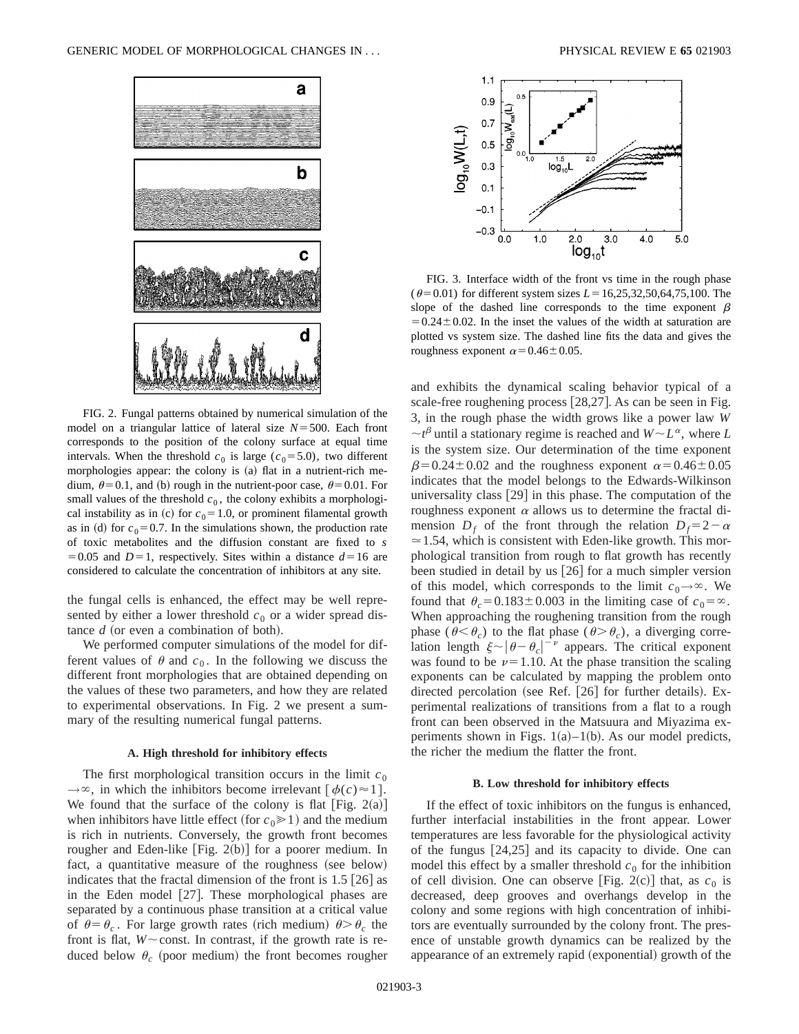FIG. 2. Fungal patterns obtained by numerical simulation of the model on a triangular lattice of lateral size $N=500$. Each front corresponds to the position of the colony surface at equal time intervals. When the threshold $c_0$ is large ($c_0=5.0$), two different morphologies appear: the colony is (a) flat in a nutrient-rich medium, $\theta=0.1$, and (b) rough in the nutrient-poor case, $\theta=0.01$. For small values of the threshold $c_0$, the colony exhibits a morphological instability as in (c) for $c_0=1.0$, or prominent filamental growth as in (d) for $c_0=0.7$. In the simulations shown, the production rate of toxic metabolites and the diffusion constant are fixed to $s=0.05$ and $D=1$, respectively. Sites within a distance $d=16$ are considered to calculate the concentration of inhibitors at any site.

the fungal cells is enhanced, the effect may be well represented by either a lower threshold $c_0$ or a wider spread distance $d$ (or even a combination of both).

We performed computer simulations of the model for different values of $\theta$ and $c_0$. In the following we discuss the different front morphologies that are obtained depending on the values of these two parameters, and how they are related to experimental observations. In Fig. 2 we present a summary of the resulting numerical fungal patterns.

### A. High threshold for inhibitory effects

The first morphological transition occurs in the limit $c_0 \to \infty$, in which the inhibitors become irrelevant [$\phi(c) \approx 1$]. We found that the surface of the colony is flat [Fig. 2(a)] when inhibitors have little effect (for $c_0 \gg 1$) and the medium is rich in nutrients. Conversely, the growth front becomes rougher and Eden-like [Fig. 2(b)] for a poorer medium. In fact, a quantitative measure of the roughness (see below) indicates that the fractal dimension of the front is 1.5 [26] as in the Eden model [27]. These morphological phases are separated by a continuous phase transition at a critical value of $\theta=\theta_c$. For large growth rates (rich medium) $\theta>\theta_c$ the front is flat, $W\sim$const. In contrast, if the growth rate is reduced below $\theta_c$ (poor medium) the front becomes rougher and exhibits the dynamical scaling behavior typical of a scale-free roughening process [28,27]. As can be seen in Fig. 3, in the rough phase the width grows like a power law $W \sim t^{\beta}$ until a stationary regime is reached and $W \sim L^{\alpha}$, where $L$ is the system size. Our determination of the time exponent $\beta=0.24\pm0.02$ and the roughness exponent $\alpha=0.46\pm0.05$ indicates that the model belongs to the Edwards-Wilkinson universality class [29] in this phase. The computation of the roughness exponent $\alpha$ allows us to determine the fractal dimension $D_f$ of the front through the relation $D_f=2-\alpha \simeq 1.54$, which is consistent with Eden-like growth. This morphological transition from rough to flat growth has recently been studied in detail by us [26] for a much simpler version of this model, which corresponds to the limit $c_0 \to \infty$. We found that $\theta_c=0.183\pm0.003$ in the limiting case of $c_0=\infty$. When approaching the roughening transition from the rough phase ($\theta<\theta_c$) to the flat phase ($\theta>\theta_c$), a diverging correlation length $\xi \sim |\theta-\theta_c|^{-\nu}$ appears. The critical exponent was found to be $\nu=1.10$. At the phase transition the scaling exponents can be calculated by mapping the problem onto directed percolation (see Ref. [26] for further details). Experimental realizations of transitions from a flat to a rough front can been observed in the Matsuura and Miyazima experiments shown in Figs. 1(a)–1(b). As our model predicts, the richer the medium the flatter the front.

FIG. 3. Interface width of the front vs time in the rough phase ($\theta=0.01$) for different system sizes $L=16,25,32,50,64,75,100$. The slope of the dashed line corresponds to the time exponent $\beta=0.24\pm0.02$. In the inset the values of the width at saturation are plotted vs system size. The dashed line fits the data and gives the roughness exponent $\alpha=0.46\pm0.05$.

### B. Low threshold for inhibitory effects

If the effect of toxic inhibitors on the fungus is enhanced, further interfacial instabilities in the front appear. Lower temperatures are less favorable for the physiological activity of the fungus [24,25] and its capacity to divide. One can model this effect by a smaller threshold $c_0$ for the inhibition of cell division. One can observe [Fig. 2(c)] that, as $c_0$ is decreased, deep grooves and overhangs develop in the colony and some regions with high concentration of inhibitors are eventually surrounded by the colony front. The presence of unstable growth dynamics can be realized by the appearance of an extremely rapid (exponential) growth of the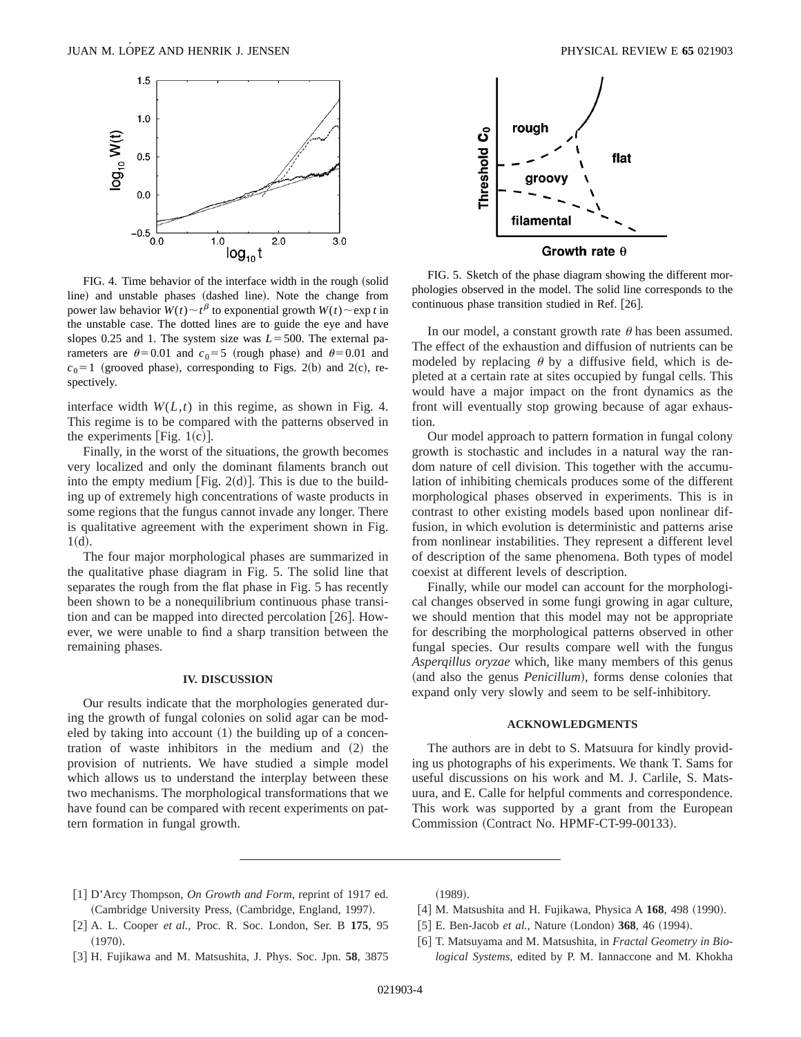FIG. 4. Time behavior of the interface width in the rough (solid line) and unstable phases (dashed line). Note the change from power law behavior $W(t) \sim t^{\beta}$ to exponential growth $W(t) \sim \exp t$ in the unstable case. The dotted lines are to guide the eye and have slopes 0.25 and 1. The system size was $L=500$. The external parameters are $\theta=0.01$ and $c_0=5$ (rough phase) and $\theta=0.01$ and $c_0=1$ (grooved phase), corresponding to Figs. 2(b) and 2(c), respectively.

interface width $W(L,t)$ in this regime, as shown in Fig. 4. This regime is to be compared with the patterns observed in the experiments [Fig. 1(c)].

Finally, in the worst of the situations, the growth becomes very localized and only the dominant filaments branch out into the empty medium [Fig. 2(d)]. This is due to the building up of extremely high concentrations of waste products in some regions that the fungus cannot invade any longer. There is qualitative agreement with the experiment shown in Fig. 1(d).

The four major morphological phases are summarized in the qualitative phase diagram in Fig. 5. The solid line that separates the rough from the flat phase in Fig. 5 has recently been shown to be a nonequilibrium continuous phase transition and can be mapped into directed percolation [26]. However, we were unable to find a sharp transition between the remaining phases.

## IV. DISCUSSION

Our results indicate that the morphologies generated during the growth of fungal colonies on solid agar can be modeled by taking into account (1) the building up of a concentration of waste inhibitors in the medium and (2) the provision of nutrients. We have studied a simple model which allows us to understand the interplay between these two mechanisms. The morphological transformations that we have found can be compared with recent experiments on pattern formation in fungal growth.

FIG. 5. Sketch of the phase diagram showing the different morphologies observed in the model. The solid line corresponds to the continuous phase transition studied in Ref. [26].

In our model, a constant growth rate $\theta$ has been assumed. The effect of the exhaustion and diffusion of nutrients can be modeled by replacing $\theta$ by a diffusive field, which is depleted at a certain rate at sites occupied by fungal cells. This would have a major impact on the front dynamics as the front will eventually stop growing because of agar exhaustion.

Our model approach to pattern formation in fungal colony growth is stochastic and includes in a natural way the random nature of cell division. This together with the accumulation of inhibiting chemicals produces some of the different morphological phases observed in experiments. This is in contrast to other existing models based upon nonlinear diffusion, in which evolution is deterministic and patterns arise from nonlinear instabilities. They represent a different level of description of the same phenomena. Both types of model coexist at different levels of description.

Finally, while our model can account for the morphological changes observed in some fungi growing in agar culture, we should mention that this model may not be appropriate for describing the morphological patterns observed in other fungal species. Our results compare well with the fungus *Aspergillus oryzae* which, like many members of this genus (and also the genus *Penicillum*), forms dense colonies that expand only very slowly and seem to be self-inhibitory.

## ACKNOWLEDGMENTS

The authors are in debt to S. Matsuura for kindly providing us photographs of his experiments. We thank T. Sams for useful discussions on his work and M. J. Carlile, S. Matsuura, and E. Calle for helpful comments and correspondence. This work was supported by a grant from the European Commission (Contract No. HPMF-CT-99-00133).

---

[1] D'Arcy Thompson, *On Growth and Form*, reprint of 1917 ed. (Cambridge University Press, (Cambridge, England, 1997).

[2] A. L. Cooper *et al.*, Proc. R. Soc. London, Ser. B **175**, 95 (1970).

[3] H. Fujikawa and M. Matsushita, J. Phys. Soc. Jpn. **58**, 3875 (1989).

[4] M. Matsushita and H. Fujikawa, Physica A **168**, 498 (1990).

[5] E. Ben-Jacob *et al.*, Nature (London) **368**, 46 (1994).

[6] T. Matsuyama and M. Matsushita, in *Fractal Geometry in Biological Systems*, edited by P. M. Iannaccone and M. Khokha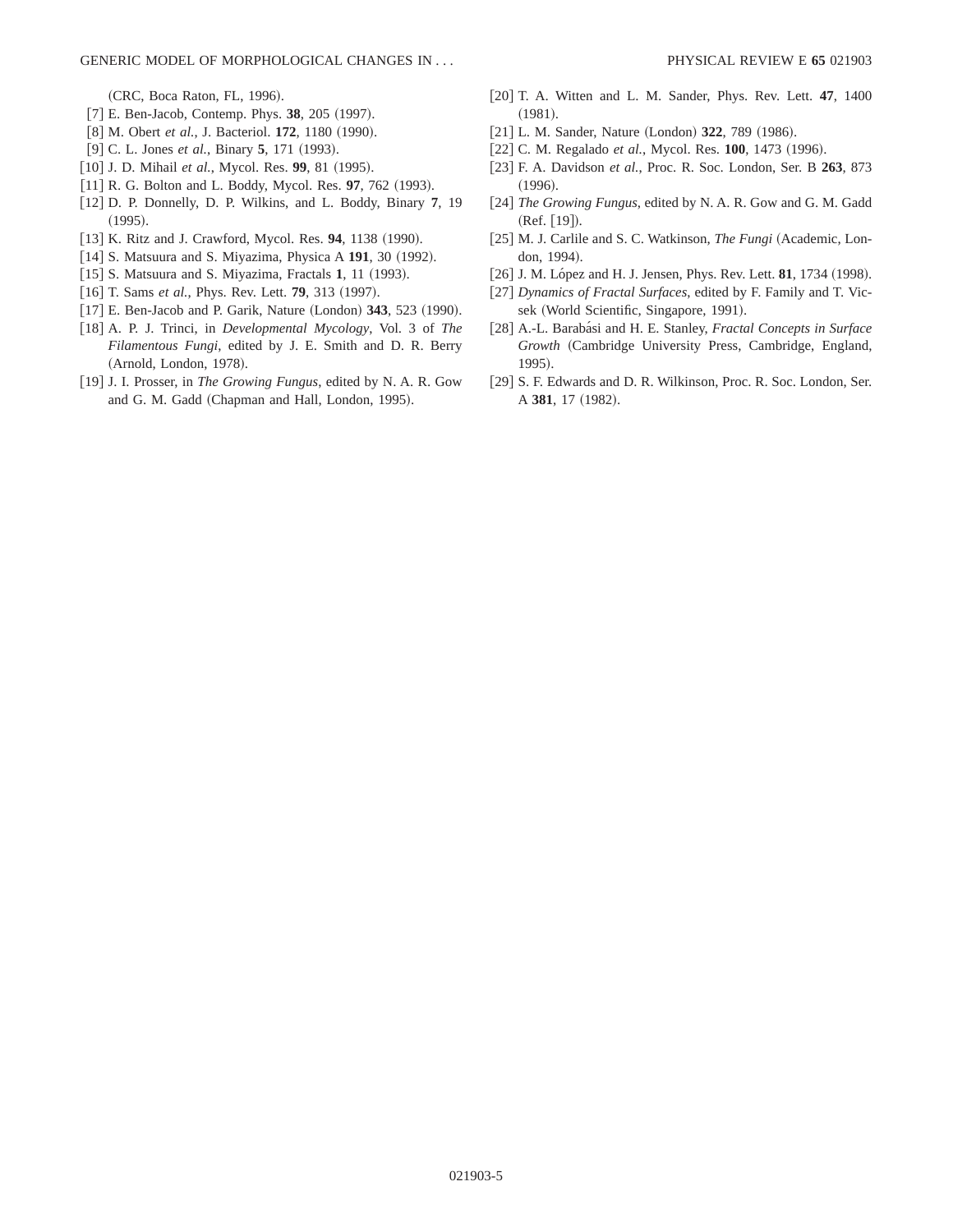(CRC, Boca Raton, FL, 1996).

[7] E. Ben-Jacob, Contemp. Phys. **38**, 205 (1997).

[8] M. Obert *et al.*, J. Bacteriol. **172**, 1180 (1990).

[9] C. L. Jones *et al.*, Binary **5**, 171 (1993).

[10] J. D. Mihail *et al.*, Mycol. Res. **99**, 81 (1995).

[11] R. G. Bolton and L. Boddy, Mycol. Res. **97**, 762 (1993).

[12] D. P. Donnelly, D. P. Wilkins, and L. Boddy, Binary **7**, 19 (1995).

[13] K. Ritz and J. Crawford, Mycol. Res. **94**, 1138 (1990).

[14] S. Matsuura and S. Miyazima, Physica A **191**, 30 (1992).

[15] S. Matsuura and S. Miyazima, Fractals **1**, 11 (1993).

[16] T. Sams *et al.*, Phys. Rev. Lett. **79**, 313 (1997).

[17] E. Ben-Jacob and P. Garik, Nature (London) **343**, 523 (1990).

[18] A. P. J. Trinci, in *Developmental Mycology*, Vol. 3 of *The Filamentous Fungi*, edited by J. E. Smith and D. R. Berry (Arnold, London, 1978).

[19] J. I. Prosser, in *The Growing Fungus*, edited by N. A. R. Gow and G. M. Gadd (Chapman and Hall, London, 1995).

[20] T. A. Witten and L. M. Sander, Phys. Rev. Lett. **47**, 1400 (1981).

[21] L. M. Sander, Nature (London) **322**, 789 (1986).

[22] C. M. Regalado *et al.*, Mycol. Res. **100**, 1473 (1996).

[23] F. A. Davidson *et al.*, Proc. R. Soc. London, Ser. B **263**, 873 (1996).

[24] *The Growing Fungus*, edited by N. A. R. Gow and G. M. Gadd (Ref. [19]).

[25] M. J. Carlile and S. C. Watkinson, *The Fungi* (Academic, London, 1994).

[26] J. M. López and H. J. Jensen, Phys. Rev. Lett. **81**, 1734 (1998).

[27] *Dynamics of Fractal Surfaces*, edited by F. Family and T. Vicsek (World Scientific, Singapore, 1991).

[28] A.-L. Barabási and H. E. Stanley, *Fractal Concepts in Surface Growth* (Cambridge University Press, Cambridge, England, 1995).

[29] S. F. Edwards and D. R. Wilkinson, Proc. R. Soc. London, Ser. A **381**, 17 (1982).